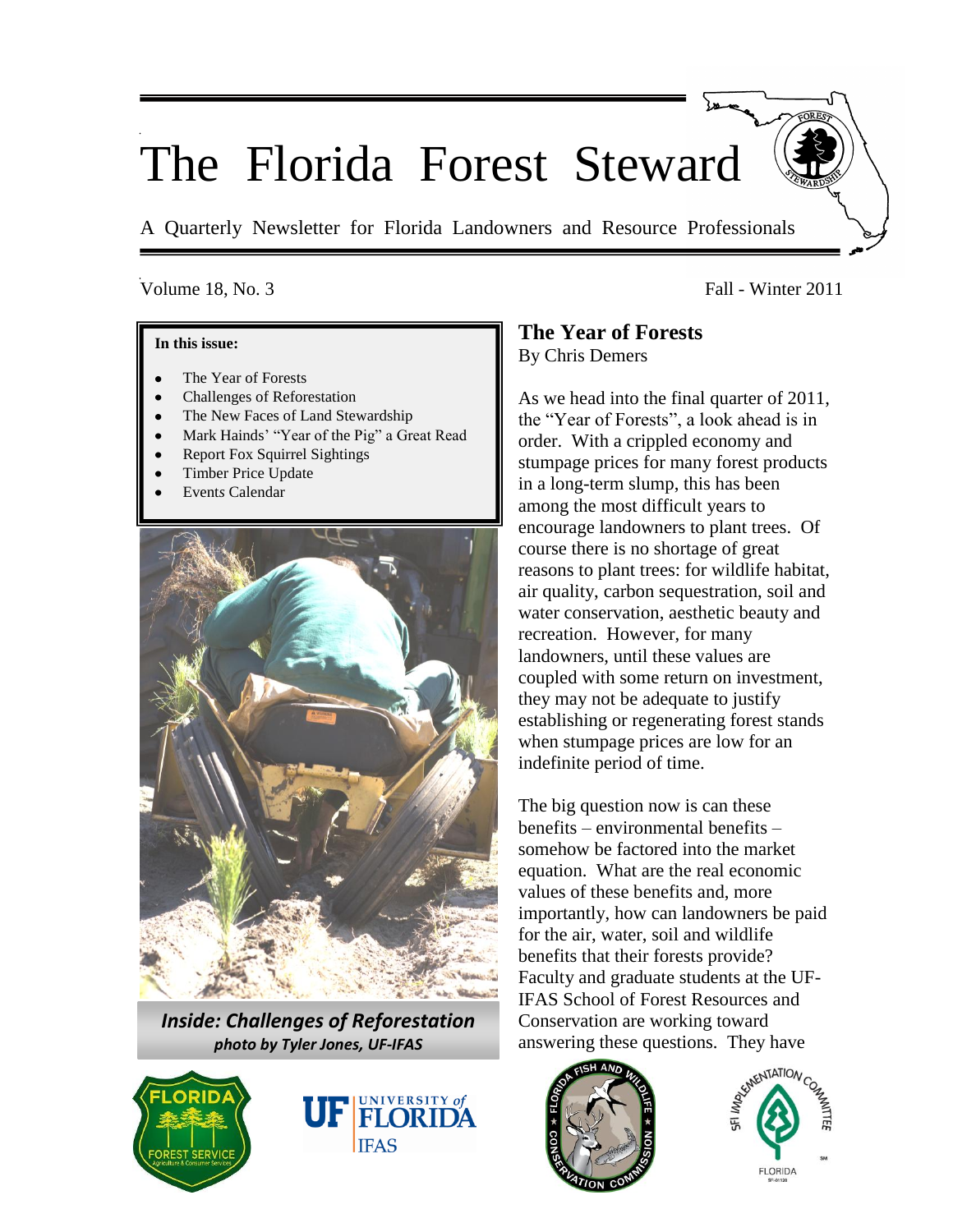# The Florida Forest Steward

A Quarterly Newsletter for Florida Landowners and Resource Professionals

Volume 18, No. 3 — Fall - Winter 2011

**In this issue:**

- The Year of Forests
- Challenges of Reforestation
- The New Faces of Land Stewardship
- Mark Hainds' "Year of the Pig" a Great Read
- Report Fox Squirrel Sightings
- Timber Price Update
- Events Calendar

***Inside: Challenges of Reforestation***
***photo by Tyler Jones, UF-IFAS***

## The Year of Forests

By Chris Demers

As we head into the final quarter of 2011, the "Year of Forests", a look ahead is in order. With a crippled economy and stumpage prices for many forest products in a long-term slump, this has been among the most difficult years to encourage landowners to plant trees. Of course there is no shortage of great reasons to plant trees: for wildlife habitat, air quality, carbon sequestration, soil and water conservation, aesthetic beauty and recreation. However, for many landowners, until these values are coupled with some return on investment, they may not be adequate to justify establishing or regenerating forest stands when stumpage prices are low for an indefinite period of time.

The big question now is can these benefits – environmental benefits – somehow be factored into the market equation. What are the real economic values of these benefits and, more importantly, how can landowners be paid for the air, water, soil and wildlife benefits that their forests provide? Faculty and graduate students at the UF-IFAS School of Forest Resources and Conservation are working toward answering these questions. They have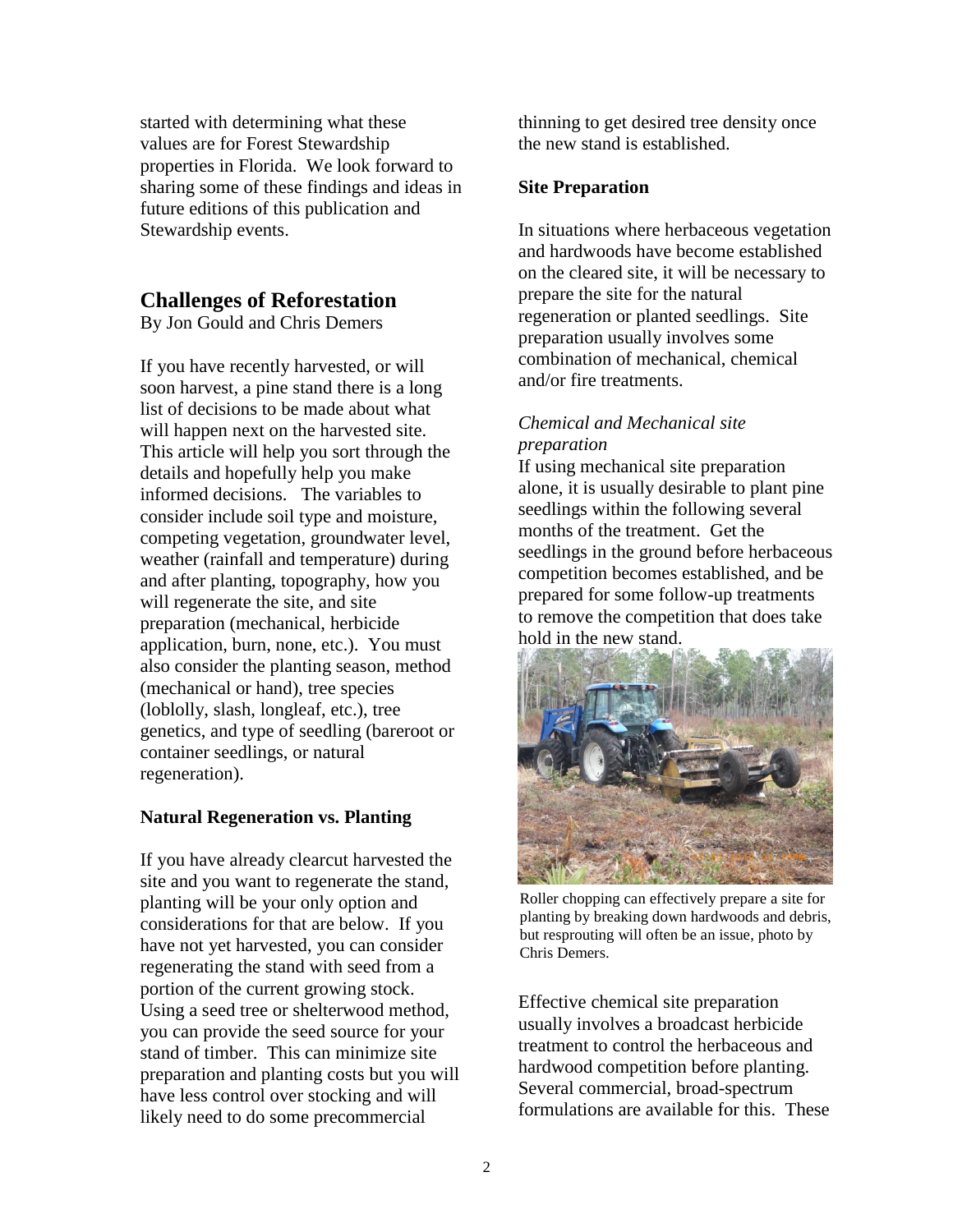started with determining what these values are for Forest Stewardship properties in Florida. We look forward to sharing some of these findings and ideas in future editions of this publication and Stewardship events.

## Challenges of Reforestation

By Jon Gould and Chris Demers

If you have recently harvested, or will soon harvest, a pine stand there is a long list of decisions to be made about what will happen next on the harvested site. This article will help you sort through the details and hopefully help you make informed decisions. The variables to consider include soil type and moisture, competing vegetation, groundwater level, weather (rainfall and temperature) during and after planting, topography, how you will regenerate the site, and site preparation (mechanical, herbicide application, burn, none, etc.). You must also consider the planting season, method (mechanical or hand), tree species (loblolly, slash, longleaf, etc.), tree genetics, and type of seedling (bareroot or container seedlings, or natural regeneration).

### Natural Regeneration vs. Planting

If you have already clearcut harvested the site and you want to regenerate the stand, planting will be your only option and considerations for that are below. If you have not yet harvested, you can consider regenerating the stand with seed from a portion of the current growing stock. Using a seed tree or shelterwood method, you can provide the seed source for your stand of timber. This can minimize site preparation and planting costs but you will have less control over stocking and will likely need to do some precommercial thinning to get desired tree density once the new stand is established.

### Site Preparation

In situations where herbaceous vegetation and hardwoods have become established on the cleared site, it will be necessary to prepare the site for the natural regeneration or planted seedlings. Site preparation usually involves some combination of mechanical, chemical and/or fire treatments.

*Chemical and Mechanical site preparation*

If using mechanical site preparation alone, it is usually desirable to plant pine seedlings within the following several months of the treatment. Get the seedlings in the ground before herbaceous competition becomes established, and be prepared for some follow-up treatments to remove the competition that does take hold in the new stand.

Roller chopping can effectively prepare a site for planting by breaking down hardwoods and debris, but resprouting will often be an issue, photo by Chris Demers.

Effective chemical site preparation usually involves a broadcast herbicide treatment to control the herbaceous and hardwood competition before planting. Several commercial, broad-spectrum formulations are available for this. These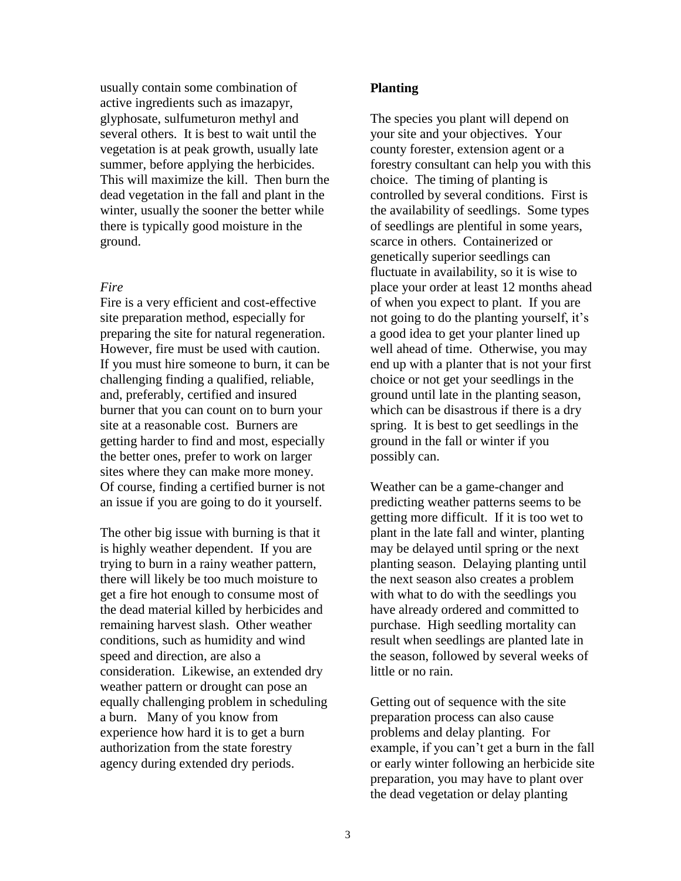usually contain some combination of active ingredients such as imazapyr, glyphosate, sulfumeturon methyl and several others. It is best to wait until the vegetation is at peak growth, usually late summer, before applying the herbicides. This will maximize the kill. Then burn the dead vegetation in the fall and plant in the winter, usually the sooner the better while there is typically good moisture in the ground.

*Fire*

Fire is a very efficient and cost-effective site preparation method, especially for preparing the site for natural regeneration. However, fire must be used with caution. If you must hire someone to burn, it can be challenging finding a qualified, reliable, and, preferably, certified and insured burner that you can count on to burn your site at a reasonable cost. Burners are getting harder to find and most, especially the better ones, prefer to work on larger sites where they can make more money. Of course, finding a certified burner is not an issue if you are going to do it yourself.

The other big issue with burning is that it is highly weather dependent. If you are trying to burn in a rainy weather pattern, there will likely be too much moisture to get a fire hot enough to consume most of the dead material killed by herbicides and remaining harvest slash. Other weather conditions, such as humidity and wind speed and direction, are also a consideration. Likewise, an extended dry weather pattern or drought can pose an equally challenging problem in scheduling a burn. Many of you know from experience how hard it is to get a burn authorization from the state forestry agency during extended dry periods.

**Planting**

The species you plant will depend on your site and your objectives. Your county forester, extension agent or a forestry consultant can help you with this choice. The timing of planting is controlled by several conditions. First is the availability of seedlings. Some types of seedlings are plentiful in some years, scarce in others. Containerized or genetically superior seedlings can fluctuate in availability, so it is wise to place your order at least 12 months ahead of when you expect to plant. If you are not going to do the planting yourself, it's a good idea to get your planter lined up well ahead of time. Otherwise, you may end up with a planter that is not your first choice or not get your seedlings in the ground until late in the planting season, which can be disastrous if there is a dry spring. It is best to get seedlings in the ground in the fall or winter if you possibly can.

Weather can be a game-changer and predicting weather patterns seems to be getting more difficult. If it is too wet to plant in the late fall and winter, planting may be delayed until spring or the next planting season. Delaying planting until the next season also creates a problem with what to do with the seedlings you have already ordered and committed to purchase. High seedling mortality can result when seedlings are planted late in the season, followed by several weeks of little or no rain.

Getting out of sequence with the site preparation process can also cause problems and delay planting. For example, if you can't get a burn in the fall or early winter following an herbicide site preparation, you may have to plant over the dead vegetation or delay planting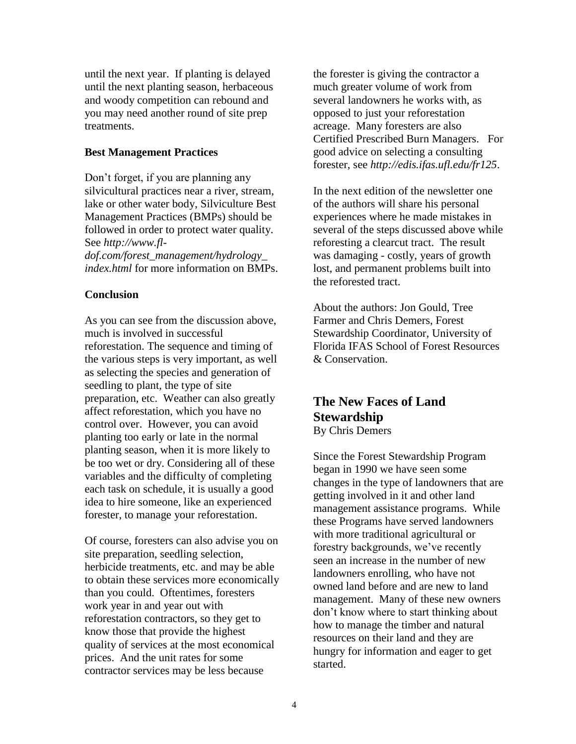until the next year. If planting is delayed until the next planting season, herbaceous and woody competition can rebound and you may need another round of site prep treatments.

**Best Management Practices**

Don't forget, if you are planning any silvicultural practices near a river, stream, lake or other water body, Silviculture Best Management Practices (BMPs) should be followed in order to protect water quality. See *http://www.fl-dof.com/forest_management/hydrology_index.html* for more information on BMPs.

**Conclusion**

As you can see from the discussion above, much is involved in successful reforestation. The sequence and timing of the various steps is very important, as well as selecting the species and generation of seedling to plant, the type of site preparation, etc. Weather can also greatly affect reforestation, which you have no control over. However, you can avoid planting too early or late in the normal planting season, when it is more likely to be too wet or dry. Considering all of these variables and the difficulty of completing each task on schedule, it is usually a good idea to hire someone, like an experienced forester, to manage your reforestation.

Of course, foresters can also advise you on site preparation, seedling selection, herbicide treatments, etc. and may be able to obtain these services more economically than you could. Oftentimes, foresters work year in and year out with reforestation contractors, so they get to know those that provide the highest quality of services at the most economical prices. And the unit rates for some contractor services may be less because the forester is giving the contractor a much greater volume of work from several landowners he works with, as opposed to just your reforestation acreage. Many foresters are also Certified Prescribed Burn Managers. For good advice on selecting a consulting forester, see *http://edis.ifas.ufl.edu/fr125*.

In the next edition of the newsletter one of the authors will share his personal experiences where he made mistakes in several of the steps discussed above while reforesting a clearcut tract. The result was damaging - costly, years of growth lost, and permanent problems built into the reforested tract.

About the authors: Jon Gould, Tree Farmer and Chris Demers, Forest Stewardship Coordinator, University of Florida IFAS School of Forest Resources & Conservation.

## The New Faces of Land Stewardship

By Chris Demers

Since the Forest Stewardship Program began in 1990 we have seen some changes in the type of landowners that are getting involved in it and other land management assistance programs. While these Programs have served landowners with more traditional agricultural or forestry backgrounds, we've recently seen an increase in the number of new landowners enrolling, who have not owned land before and are new to land management. Many of these new owners don't know where to start thinking about how to manage the timber and natural resources on their land and they are hungry for information and eager to get started.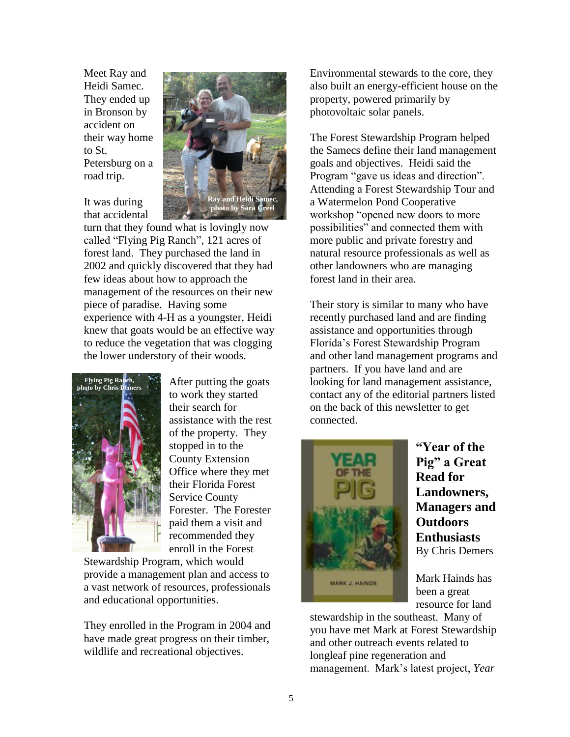Meet Ray and Heidi Samec. They ended up in Bronson by accident on their way home to St. Petersburg on a road trip.

Ray and Heidi Samec, photo by Sara Creel

It was during that accidental turn that they found what is lovingly now called "Flying Pig Ranch", 121 acres of forest land. They purchased the land in 2002 and quickly discovered that they had few ideas about how to approach the management of the resources on their new piece of paradise. Having some experience with 4-H as a youngster, Heidi knew that goats would be an effective way to reduce the vegetation that was clogging the lower understory of their woods.

Flying Pig Ranch, photo by Chris Demers

After putting the goats to work they started their search for assistance with the rest of the property. They stopped in to the County Extension Office where they met their Florida Forest Service County Forester. The Forester paid them a visit and recommended they enroll in the Forest Stewardship Program, which would provide a management plan and access to a vast network of resources, professionals and educational opportunities.

They enrolled in the Program in 2004 and have made great progress on their timber, wildlife and recreational objectives.

Environmental stewards to the core, they also built an energy-efficient house on the property, powered primarily by photovoltaic solar panels.

The Forest Stewardship Program helped the Samecs define their land management goals and objectives. Heidi said the Program "gave us ideas and direction". Attending a Forest Stewardship Tour and a Watermelon Pond Cooperative workshop "opened new doors to more possibilities" and connected them with more public and private forestry and natural resource professionals as well as other landowners who are managing forest land in their area.

Their story is similar to many who have recently purchased land and are finding assistance and opportunities through Florida's Forest Stewardship Program and other land management programs and partners. If you have land and are looking for land management assistance, contact any of the editorial partners listed on the back of this newsletter to get connected.

## "Year of the Pig" a Great Read for Landowners, Managers and Outdoors Enthusiasts

By Chris Demers

Mark Hainds has been a great resource for land stewardship in the southeast. Many of you have met Mark at Forest Stewardship and other outreach events related to longleaf pine regeneration and management. Mark's latest project, *Year*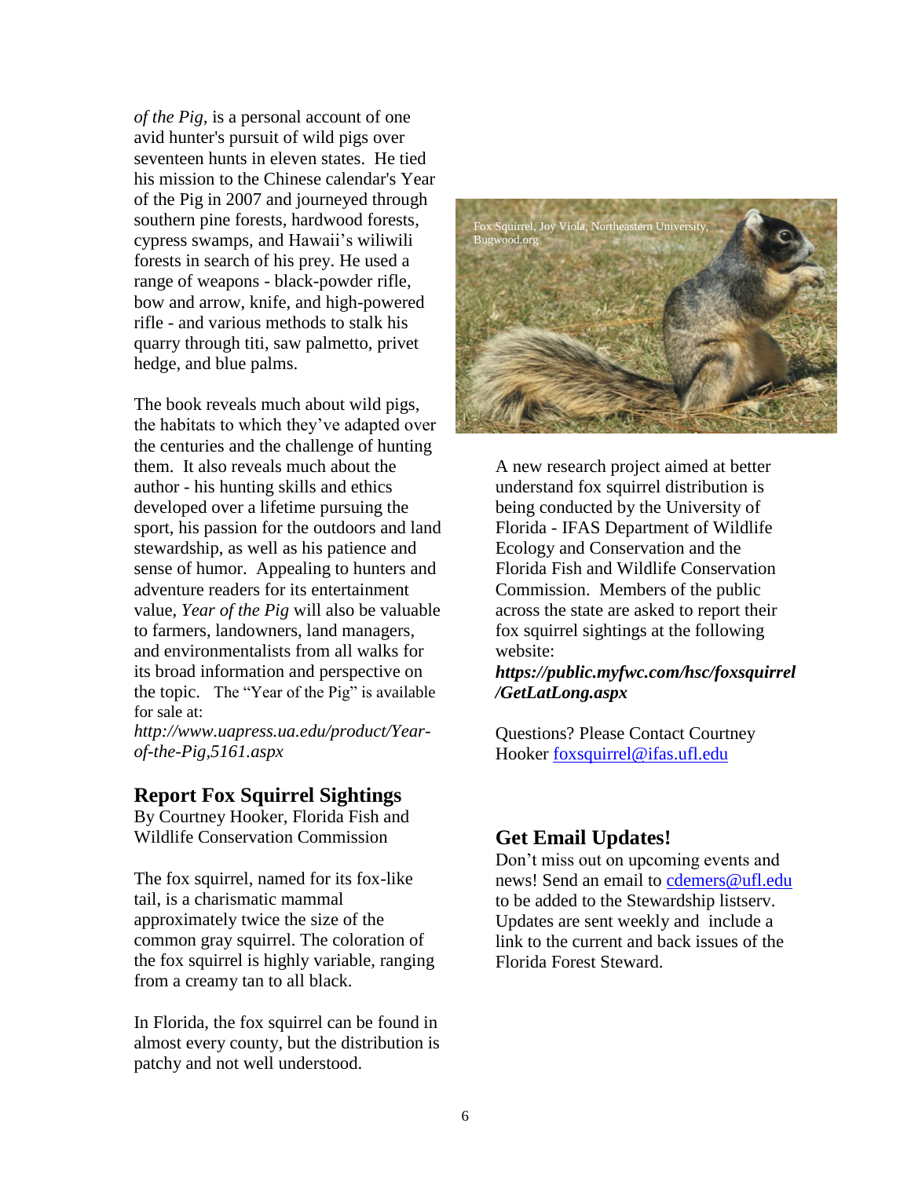*of the Pig,* is a personal account of one avid hunter's pursuit of wild pigs over seventeen hunts in eleven states. He tied his mission to the Chinese calendar's Year of the Pig in 2007 and journeyed through southern pine forests, hardwood forests, cypress swamps, and Hawaii's wiliwili forests in search of his prey. He used a range of weapons - black-powder rifle, bow and arrow, knife, and high-powered rifle - and various methods to stalk his quarry through titi, saw palmetto, privet hedge, and blue palms.

The book reveals much about wild pigs, the habitats to which they've adapted over the centuries and the challenge of hunting them. It also reveals much about the author - his hunting skills and ethics developed over a lifetime pursuing the sport, his passion for the outdoors and land stewardship, as well as his patience and sense of humor. Appealing to hunters and adventure readers for its entertainment value, *Year of the Pig* will also be valuable to farmers, landowners, land managers, and environmentalists from all walks for its broad information and perspective on the topic. The "Year of the Pig" is available for sale at: *http://www.uapress.ua.edu/product/Year-of-the-Pig,5161.aspx*

## Report Fox Squirrel Sightings

By Courtney Hooker, Florida Fish and Wildlife Conservation Commission

The fox squirrel, named for its fox-like tail, is a charismatic mammal approximately twice the size of the common gray squirrel. The coloration of the fox squirrel is highly variable, ranging from a creamy tan to all black.

In Florida, the fox squirrel can be found in almost every county, but the distribution is patchy and not well understood.

Fox Squirrel, Joy Viola, Northeastern University, Bugwood.org

A new research project aimed at better understand fox squirrel distribution is being conducted by the University of Florida - IFAS Department of Wildlife Ecology and Conservation and the Florida Fish and Wildlife Conservation Commission. Members of the public across the state are asked to report their fox squirrel sightings at the following website: ***https://public.myfwc.com/hsc/foxsquirrel/GetLatLong.aspx***

Questions? Please Contact Courtney Hooker foxsquirrel@ifas.ufl.edu

## Get Email Updates!

Don't miss out on upcoming events and news! Send an email to cdemers@ufl.edu to be added to the Stewardship listserv. Updates are sent weekly and include a link to the current and back issues of the Florida Forest Steward.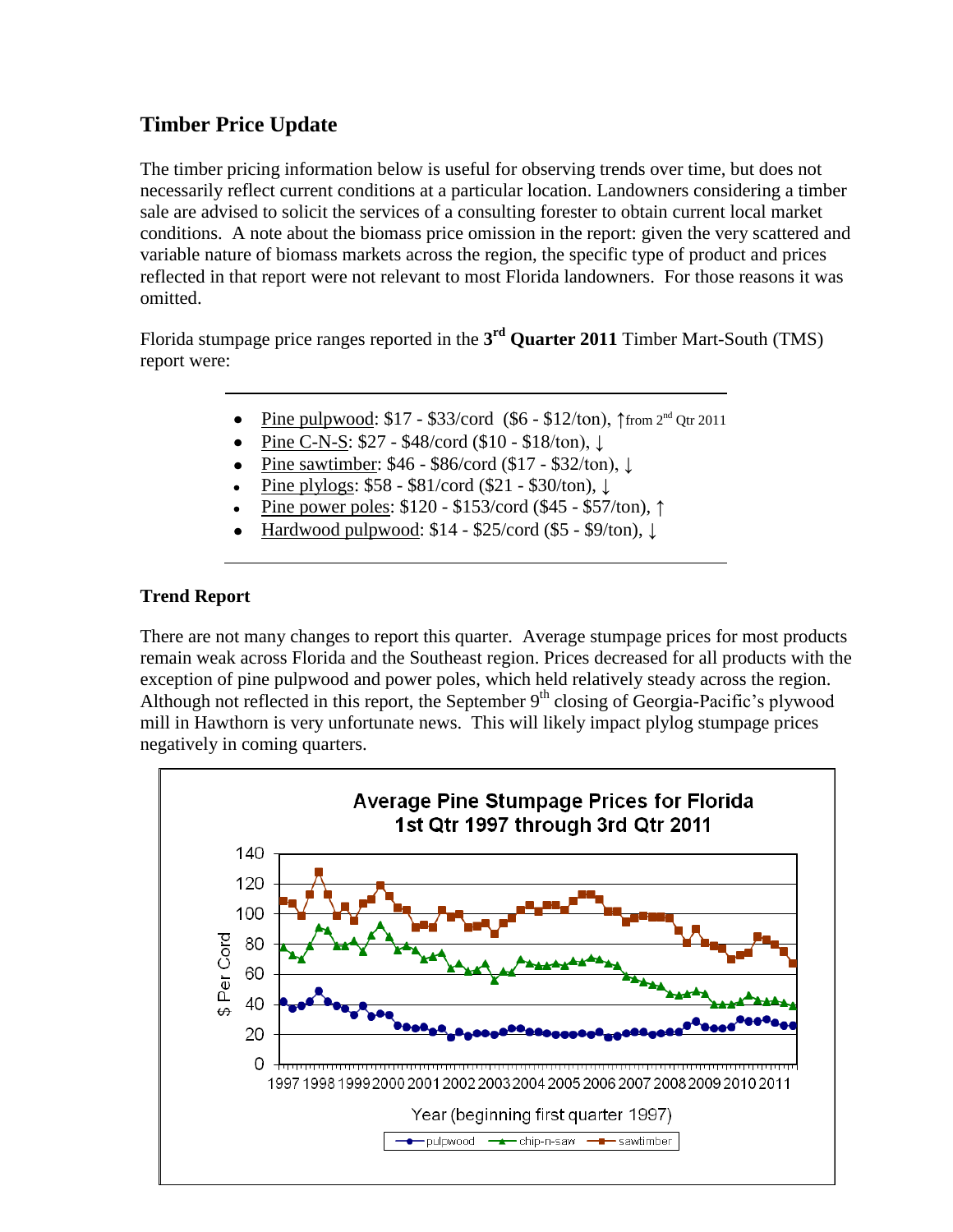## Timber Price Update

The timber pricing information below is useful for observing trends over time, but does not necessarily reflect current conditions at a particular location. Landowners considering a timber sale are advised to solicit the services of a consulting forester to obtain current local market conditions. A note about the biomass price omission in the report: given the very scattered and variable nature of biomass markets across the region, the specific type of product and prices reflected in that report were not relevant to most Florida landowners. For those reasons it was omitted.

Florida stumpage price ranges reported in the **3rd Quarter 2011** Timber Mart-South (TMS) report were:

- Pine pulpwood: $17 - $33/cord ($6 - $12/ton), ↑from 2nd Qtr 2011
- Pine C-N-S: $27 - $48/cord ($10 - $18/ton), ↓
- Pine sawtimber: $46 - $86/cord ($17 - $32/ton), ↓
- Pine plylogs: $58 - $81/cord ($21 - $30/ton), ↓
- Pine power poles: $120 - $153/cord ($45 - $57/ton), ↑
- Hardwood pulpwood: $14 - $25/cord ($5 - $9/ton), ↓

### Trend Report

There are not many changes to report this quarter. Average stumpage prices for most products remain weak across Florida and the Southeast region. Prices decreased for all products with the exception of pine pulpwood and power poles, which held relatively steady across the region. Although not reflected in this report, the September 9th closing of Georgia-Pacific's plywood mill in Hawthorn is very unfortunate news. This will likely impact plylog stumpage prices negatively in coming quarters.

**Average Pine Stumpage Prices for Florida**
**1st Qtr 1997 through 3rd Qtr 2011**

$ Per Cord (0–140) vs. Year (beginning first quarter 1997), 1997–2011

Legend: pulpwood, chip-n-saw, sawtimber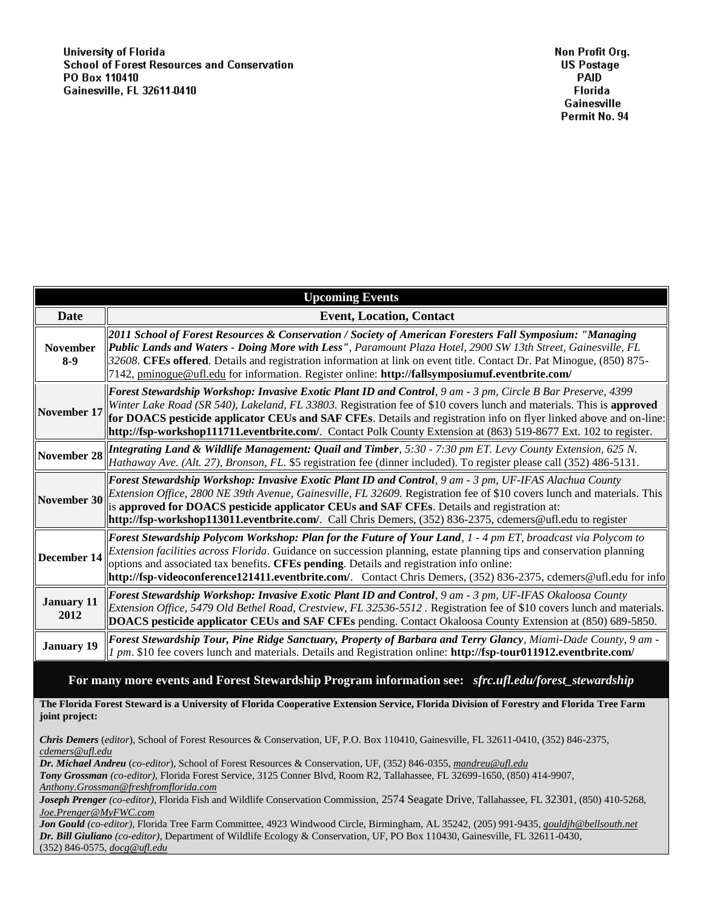**University of Florida**
**School of Forest Resources and Conservation**
**PO Box 110410**
**Gainesville, FL 32611-0410**

**Non Profit Org.**
**US Postage**
**PAID**
**Florida**
**Gainesville**
**Permit No. 94**

| Upcoming Events | |
|---|---|
| **Date** | **Event, Location, Contact** |
| **November 8-9** | ***2011 School of Forest Resources & Conservation / Society of American Foresters Fall Symposium: "Managing Public Lands and Waters - Doing More with Less"****, Paramount Plaza Hotel, 2900 SW 13th Street, Gainesville, FL 32608*. **CFEs offered**. Details and registration information at link on event title. Contact Dr. Pat Minogue, (850) 875-7142, pminogue@ufl.edu for information. Register online: **http://fallsymposiumuf.eventbrite.com/** |
| **November 17** | ***Forest Stewardship Workshop: Invasive Exotic Plant ID and Control****, 9 am - 3 pm, Circle B Bar Preserve, 4399 Winter Lake Road (SR 540), Lakeland, FL 33803*. Registration fee of $10 covers lunch and materials. This is **approved for DOACS pesticide applicator CEUs and SAF CFEs**. Details and registration info on flyer linked above and on-line: **http://fsp-workshop111711.eventbrite.com/**. Contact Polk County Extension at (863) 519-8677 Ext. 102 to register. |
| **November 28** | ***Integrating Land & Wildlife Management: Quail and Timber****, 5:30 - 7:30 pm ET. Levy County Extension, 625 N. Hathaway Ave. (Alt. 27), Bronson, FL*. $5 registration fee (dinner included). To register please call (352) 486-5131. |
| **November 30** | ***Forest Stewardship Workshop: Invasive Exotic Plant ID and Control****, 9 am - 3 pm, UF-IFAS Alachua County Extension Office, 2800 NE 39th Avenue, Gainesville, FL 32609*. Registration fee of $10 covers lunch and materials. This is **approved for DOACS pesticide applicator CEUs and SAF CFEs**. Details and registration at: **http://fsp-workshop113011.eventbrite.com/**. Call Chris Demers, (352) 836-2375, cdemers@ufl.edu to register |
| **December 14** | ***Forest Stewardship Polycom Workshop: Plan for the Future of Your Land****, 1 - 4 pm ET, broadcast via Polycom to Extension facilities across Florida*. Guidance on succession planning, estate planning tips and conservation planning options and associated tax benefits. **CFEs pending**. Details and registration info online: **http://fsp-videoconference121411.eventbrite.com/**. Contact Chris Demers, (352) 836-2375, cdemers@ufl.edu for info |
| **January 11 2012** | ***Forest Stewardship Workshop: Invasive Exotic Plant ID and Control****, 9 am - 3 pm, UF-IFAS Okaloosa County Extension Office, 5479 Old Bethel Road, Crestview, FL 32536-5512* . Registration fee of $10 covers lunch and materials. **DOACS pesticide applicator CEUs and SAF CFEs** pending. Contact Okaloosa County Extension at (850) 689-5850. |
| **January 19** | ***Forest Stewardship Tour, Pine Ridge Sanctuary, Property of Barbara and Terry Glancy****, Miami-Dade County, 9 am - 1 pm*. $10 fee covers lunch and materials. Details and Registration online: **http://fsp-tour011912.eventbrite.com/** |

**For many more events and Forest Stewardship Program information see:** ***sfrc.ufl.edu/forest_stewardship***

**The Florida Forest Steward is a University of Florida Cooperative Extension Service, Florida Division of Forestry and Florida Tree Farm joint project:**

***Chris Demers*** (*editor*), School of Forest Resources & Conservation, UF, P.O. Box 110410, Gainesville, FL 32611-0410, (352) 846-2375, *cdemers@ufl.edu*

***Dr. Michael Andreu*** (*co-editor*), School of Forest Resources & Conservation, UF, (352) 846-0355, *mandreu@ufl.edu*

***Tony Grossman*** *(co-editor)*, Florida Forest Service, 3125 Conner Blvd, Room R2, Tallahassee, FL 32699-1650, (850) 414-9907, *Anthony.Grossman@freshfromflorida.com*

***Joseph Prenger*** *(co-editor)*, Florida Fish and Wildlife Conservation Commission, 2574 Seagate Drive, Tallahassee, FL 32301, (850) 410-5268, *Joe.Prenger@MyFWC.com*

***Jon Gould*** *(co-editor)*, Florida Tree Farm Committee, 4923 Windwood Circle, Birmingham, AL 35242, (205) 991-9435, *gouldjh@bellsouth.net*

***Dr. Bill Giuliano*** *(co-editor)*, Department of Wildlife Ecology & Conservation, UF, PO Box 110430, Gainesville, FL 32611-0430, (352) 846-0575, *docg@ufl.edu*